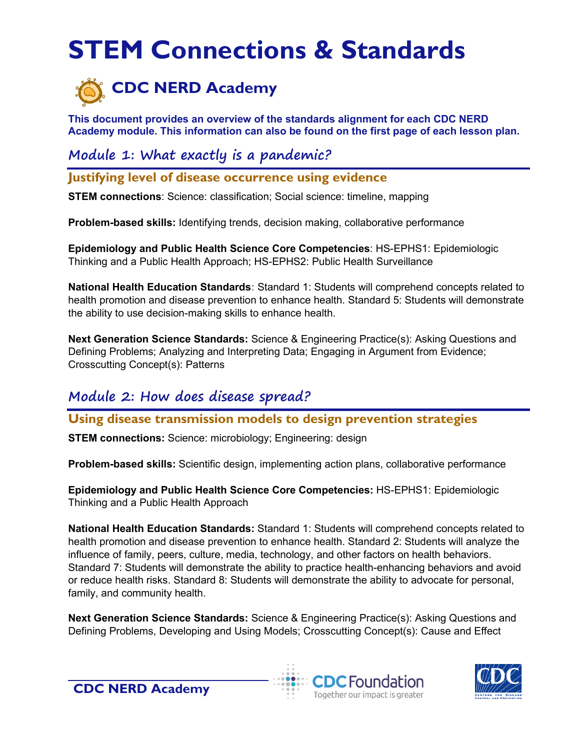# STEM Connections & Standards

## CDC NERD Academy

**This document provides an overview of the standards alignment for each CDC NERD Academy module. This information can also be found on the first page of each lesson plan.**

## Module 1: What exactly is a pandemic?

### Justifying level of disease occurrence using evidence

**STEM connections**: Science: classification; Social science: timeline, mapping

**Problem-based skills:** Identifying trends, decision making, collaborative performance

**Epidemiology and Public Health Science Core Competencies**: HS-EPHS1: Epidemiologic Thinking and a Public Health Approach; HS-EPHS2: Public Health Surveillance

**National Health Education Standards**: Standard 1: Students will comprehend concepts related to health promotion and disease prevention to enhance health. Standard 5: Students will demonstrate the ability to use decision-making skills to enhance health.

**Next Generation Science Standards:** Science & Engineering Practice(s): Asking Questions and Defining Problems; Analyzing and Interpreting Data; Engaging in Argument from Evidence; Crosscutting Concept(s): Patterns

## Module 2: How does disease spread?

### Using disease transmission models to design prevention strategies

**STEM connections:** Science: microbiology; Engineering: design

**Problem-based skills:** Scientific design, implementing action plans, collaborative performance

**Epidemiology and Public Health Science Core Competencies:** HS-EPHS1: Epidemiologic Thinking and a Public Health Approach

**National Health Education Standards:** Standard 1: Students will comprehend concepts related to health promotion and disease prevention to enhance health. Standard 2: Students will analyze the influence of family, peers, culture, media, technology, and other factors on health behaviors. Standard 7: Students will demonstrate the ability to practice health-enhancing behaviors and avoid or reduce health risks. Standard 8: Students will demonstrate the ability to advocate for personal, family, and community health.

**Next Generation Science Standards:** Science & Engineering Practice(s): Asking Questions and Defining Problems, Developing and Using Models; Crosscutting Concept(s): Cause and Effect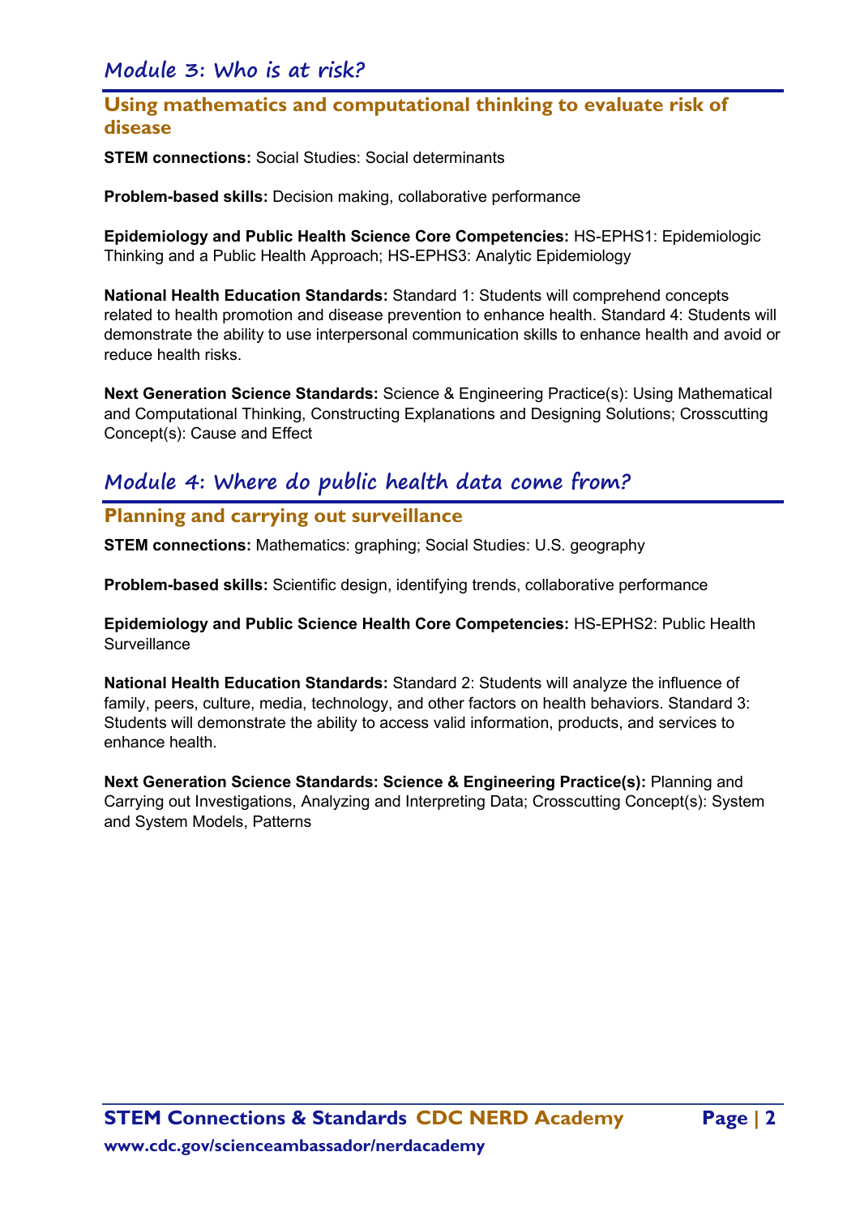## Module 3: Who is at risk?

### Using mathematics and computational thinking to evaluate risk of disease

**STEM connections:** Social Studies: Social determinants

**Problem-based skills:** Decision making, collaborative performance

**Epidemiology and Public Health Science Core Competencies:** HS-EPHS1: Epidemiologic Thinking and a Public Health Approach; HS-EPHS3: Analytic Epidemiology

**National Health Education Standards:** Standard 1: Students will comprehend concepts related to health promotion and disease prevention to enhance health. Standard 4: Students will demonstrate the ability to use interpersonal communication skills to enhance health and avoid or reduce health risks.

**Next Generation Science Standards:** Science & Engineering Practice(s): Using Mathematical and Computational Thinking, Constructing Explanations and Designing Solutions; Crosscutting Concept(s): Cause and Effect

## Module 4: Where do public health data come from?

### Planning and carrying out surveillance

**STEM connections:** Mathematics: graphing; Social Studies: U.S. geography

**Problem-based skills:** Scientific design, identifying trends, collaborative performance

**Epidemiology and Public Science Health Core Competencies:** HS-EPHS2: Public Health Surveillance

**National Health Education Standards:** Standard 2: Students will analyze the influence of family, peers, culture, media, technology, and other factors on health behaviors. Standard 3: Students will demonstrate the ability to access valid information, products, and services to enhance health.

**Next Generation Science Standards: Science & Engineering Practice(s):** Planning and Carrying out Investigations, Analyzing and Interpreting Data; Crosscutting Concept(s): System and System Models, Patterns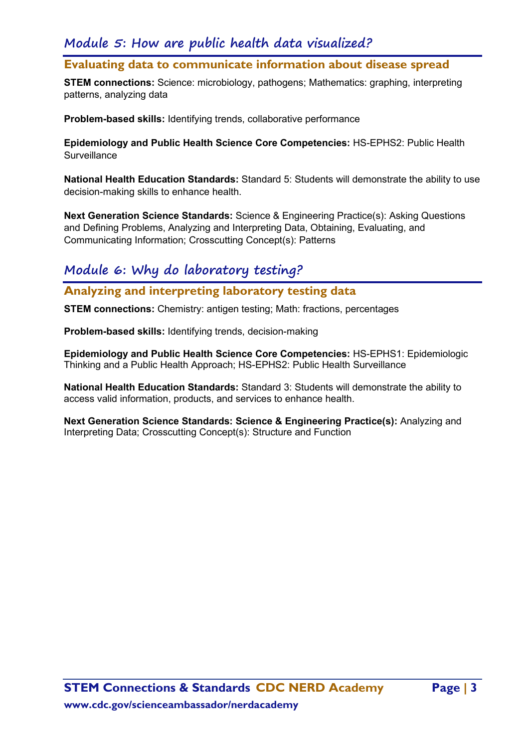## Module 5: How are public health data visualized?

### Evaluating data to communicate information about disease spread

**STEM connections:** Science: microbiology, pathogens; Mathematics: graphing, interpreting patterns, analyzing data

**Problem-based skills:** Identifying trends, collaborative performance

**Epidemiology and Public Health Science Core Competencies:** HS-EPHS2: Public Health Surveillance

**National Health Education Standards:** Standard 5: Students will demonstrate the ability to use decision-making skills to enhance health.

**Next Generation Science Standards:** Science & Engineering Practice(s): Asking Questions and Defining Problems, Analyzing and Interpreting Data, Obtaining, Evaluating, and Communicating Information; Crosscutting Concept(s): Patterns

## Module 6: Why do laboratory testing?

### Analyzing and interpreting laboratory testing data

**STEM connections:** Chemistry: antigen testing; Math: fractions, percentages

**Problem-based skills:** Identifying trends, decision-making

**Epidemiology and Public Health Science Core Competencies:** HS-EPHS1: Epidemiologic Thinking and a Public Health Approach; HS-EPHS2: Public Health Surveillance

**National Health Education Standards:** Standard 3: Students will demonstrate the ability to access valid information, products, and services to enhance health.

**Next Generation Science Standards: Science & Engineering Practice(s):** Analyzing and Interpreting Data; Crosscutting Concept(s): Structure and Function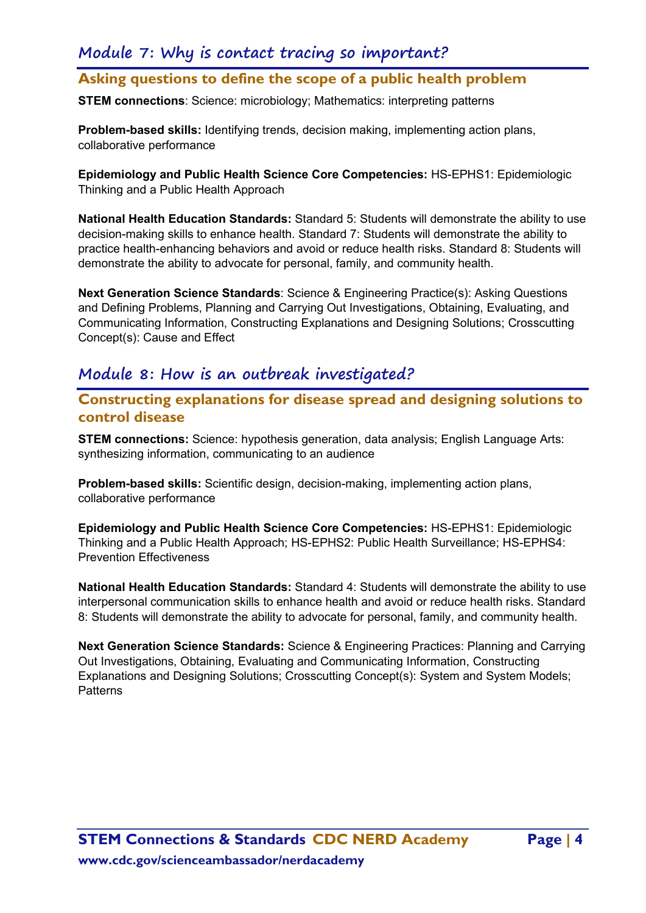## Module 7: Why is contact tracing so important?

### Asking questions to define the scope of a public health problem

**STEM connections**: Science: microbiology; Mathematics: interpreting patterns

**Problem-based skills:** Identifying trends, decision making, implementing action plans, collaborative performance

**Epidemiology and Public Health Science Core Competencies:** HS-EPHS1: Epidemiologic Thinking and a Public Health Approach

**National Health Education Standards:** Standard 5: Students will demonstrate the ability to use decision-making skills to enhance health. Standard 7: Students will demonstrate the ability to practice health-enhancing behaviors and avoid or reduce health risks. Standard 8: Students will demonstrate the ability to advocate for personal, family, and community health.

**Next Generation Science Standards**: Science & Engineering Practice(s): Asking Questions and Defining Problems, Planning and Carrying Out Investigations, Obtaining, Evaluating, and Communicating Information, Constructing Explanations and Designing Solutions; Crosscutting Concept(s): Cause and Effect

## Module 8: How is an outbreak investigated?

### Constructing explanations for disease spread and designing solutions to control disease

**STEM connections:** Science: hypothesis generation, data analysis; English Language Arts: synthesizing information, communicating to an audience

**Problem-based skills:** Scientific design, decision-making, implementing action plans, collaborative performance

**Epidemiology and Public Health Science Core Competencies:** HS-EPHS1: Epidemiologic Thinking and a Public Health Approach; HS-EPHS2: Public Health Surveillance; HS-EPHS4: Prevention Effectiveness

**National Health Education Standards:** Standard 4: Students will demonstrate the ability to use interpersonal communication skills to enhance health and avoid or reduce health risks. Standard 8: Students will demonstrate the ability to advocate for personal, family, and community health.

**Next Generation Science Standards:** Science & Engineering Practices: Planning and Carrying Out Investigations, Obtaining, Evaluating and Communicating Information, Constructing Explanations and Designing Solutions; Crosscutting Concept(s): System and System Models; Patterns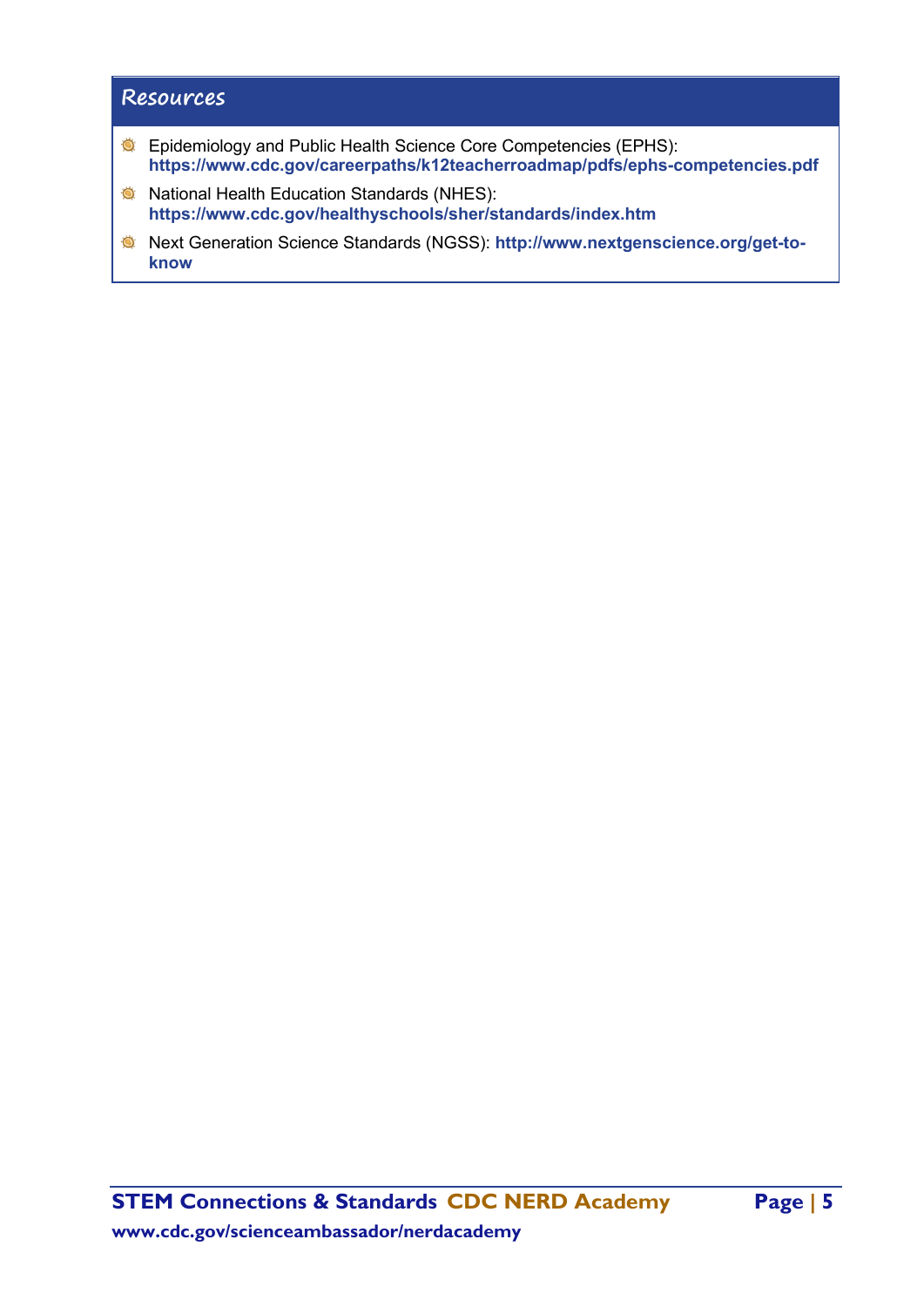## Resources

- Epidemiology and Public Health Science Core Competencies (EPHS): **https://www.cdc.gov/careerpaths/k12teacherroadmap/pdfs/ephs-competencies.pdf**
- National Health Education Standards (NHES): **https://www.cdc.gov/healthyschools/sher/standards/index.htm**
- Next Generation Science Standards (NGSS): **http://www.nextgenscience.org/get-to-know**